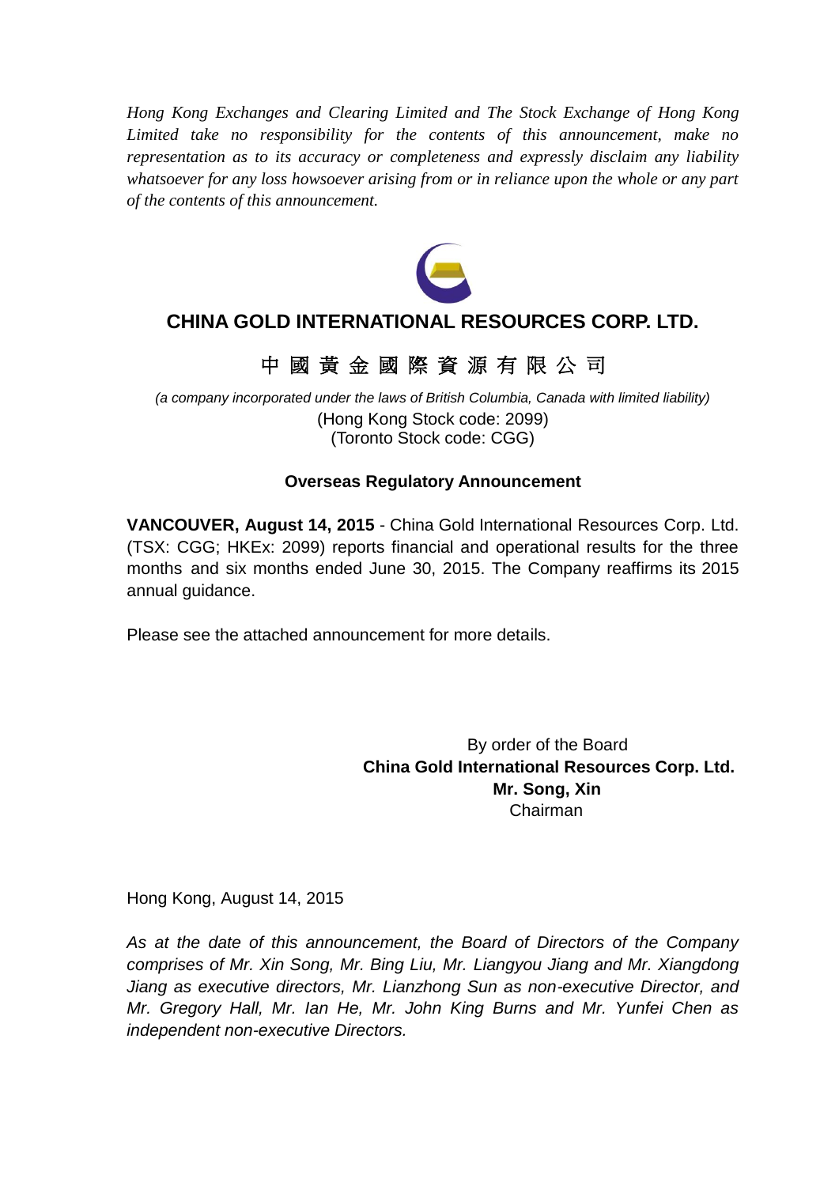*Hong Kong Exchanges and Clearing Limited and The Stock Exchange of Hong Kong Limited take no responsibility for the contents of this announcement, make no representation as to its accuracy or completeness and expressly disclaim any liability whatsoever for any loss howsoever arising from or in reliance upon the whole or any part of the contents of this announcement.*

# CHINA GOLD INTERNATIONAL RESOURCES CORP. LTD.

# 中 國 黃 金 國 際 資 源 有 限 公 司

*(a company incorporated under the laws of British Columbia, Canada with limited liability)*

(Hong Kong Stock code: 2099)

(Toronto Stock code: CGG)

**Overseas Regulatory Announcement**

**VANCOUVER, August 14, 2015** - China Gold International Resources Corp. Ltd. (TSX: CGG; HKEx: 2099) reports financial and operational results for the three months and six months ended June 30, 2015. The Company reaffirms its 2015 annual guidance.

Please see the attached announcement for more details.

By order of the Board

**China Gold International Resources Corp. Ltd.**

**Mr. Song, Xin**

Chairman

Hong Kong, August 14, 2015

*As at the date of this announcement, the Board of Directors of the Company comprises of Mr. Xin Song, Mr. Bing Liu, Mr. Liangyou Jiang and Mr. Xiangdong Jiang as executive directors, Mr. Lianzhong Sun as non-executive Director, and Mr. Gregory Hall, Mr. Ian He, Mr. John King Burns and Mr. Yunfei Chen as independent non-executive Directors.*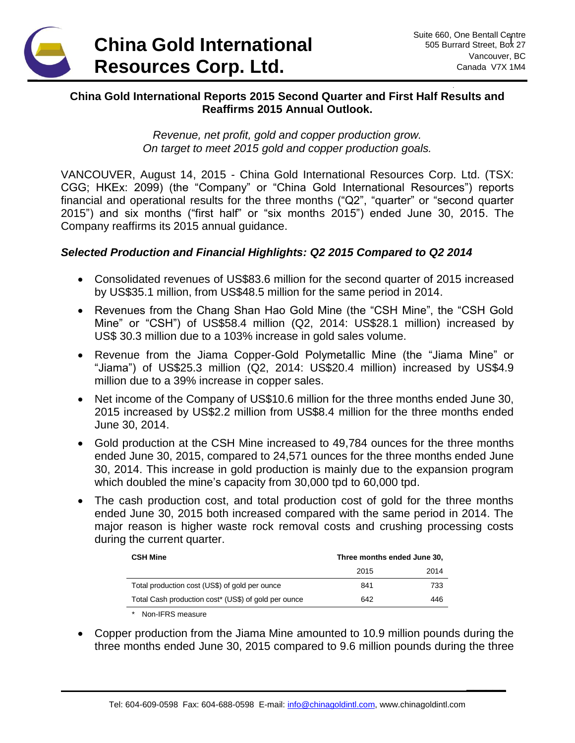# China Gold International Resources Corp. Ltd.

Suite 660, One Bentall Centre
505 Burrard Street, Box 27
Vancouver, BC
Canada V7X 1M4

## China Gold International Reports 2015 Second Quarter and First Half Results and Reaffirms 2015 Annual Outlook.

*Revenue, net profit, gold and copper production grow.*
*On target to meet 2015 gold and copper production goals.*

VANCOUVER, August 14, 2015 - China Gold International Resources Corp. Ltd. (TSX: CGG; HKEx: 2099) (the "Company" or "China Gold International Resources") reports financial and operational results for the three months ("Q2", "quarter" or "second quarter 2015") and six months ("first half" or "six months 2015") ended June 30, 2015. The Company reaffirms its 2015 annual guidance.

### *Selected Production and Financial Highlights: Q2 2015 Compared to Q2 2014*

- Consolidated revenues of US$83.6 million for the second quarter of 2015 increased by US$35.1 million, from US$48.5 million for the same period in 2014.
- Revenues from the Chang Shan Hao Gold Mine (the "CSH Mine", the "CSH Gold Mine" or "CSH") of US$58.4 million (Q2, 2014: US$28.1 million) increased by US$ 30.3 million due to a 103% increase in gold sales volume.
- Revenue from the Jiama Copper-Gold Polymetallic Mine (the "Jiama Mine" or "Jiama") of US$25.3 million (Q2, 2014: US$20.4 million) increased by US$4.9 million due to a 39% increase in copper sales.
- Net income of the Company of US$10.6 million for the three months ended June 30, 2015 increased by US$2.2 million from US$8.4 million for the three months ended June 30, 2014.
- Gold production at the CSH Mine increased to 49,784 ounces for the three months ended June 30, 2015, compared to 24,571 ounces for the three months ended June 30, 2014. This increase in gold production is mainly due to the expansion program which doubled the mine's capacity from 30,000 tpd to 60,000 tpd.
- The cash production cost, and total production cost of gold for the three months ended June 30, 2015 both increased compared with the same period in 2014. The major reason is higher waste rock removal costs and crushing processing costs during the current quarter.

| **CSH Mine** | **Three months ended June 30,** | |
|---|---|---|
| | 2015 | 2014 |
| Total production cost (US$) of gold per ounce | 841 | 733 |
| Total Cash production cost* (US$) of gold per ounce | 642 | 446 |

\* Non-IFRS measure

- Copper production from the Jiama Mine amounted to 10.9 million pounds during the three months ended June 30, 2015 compared to 9.6 million pounds during the three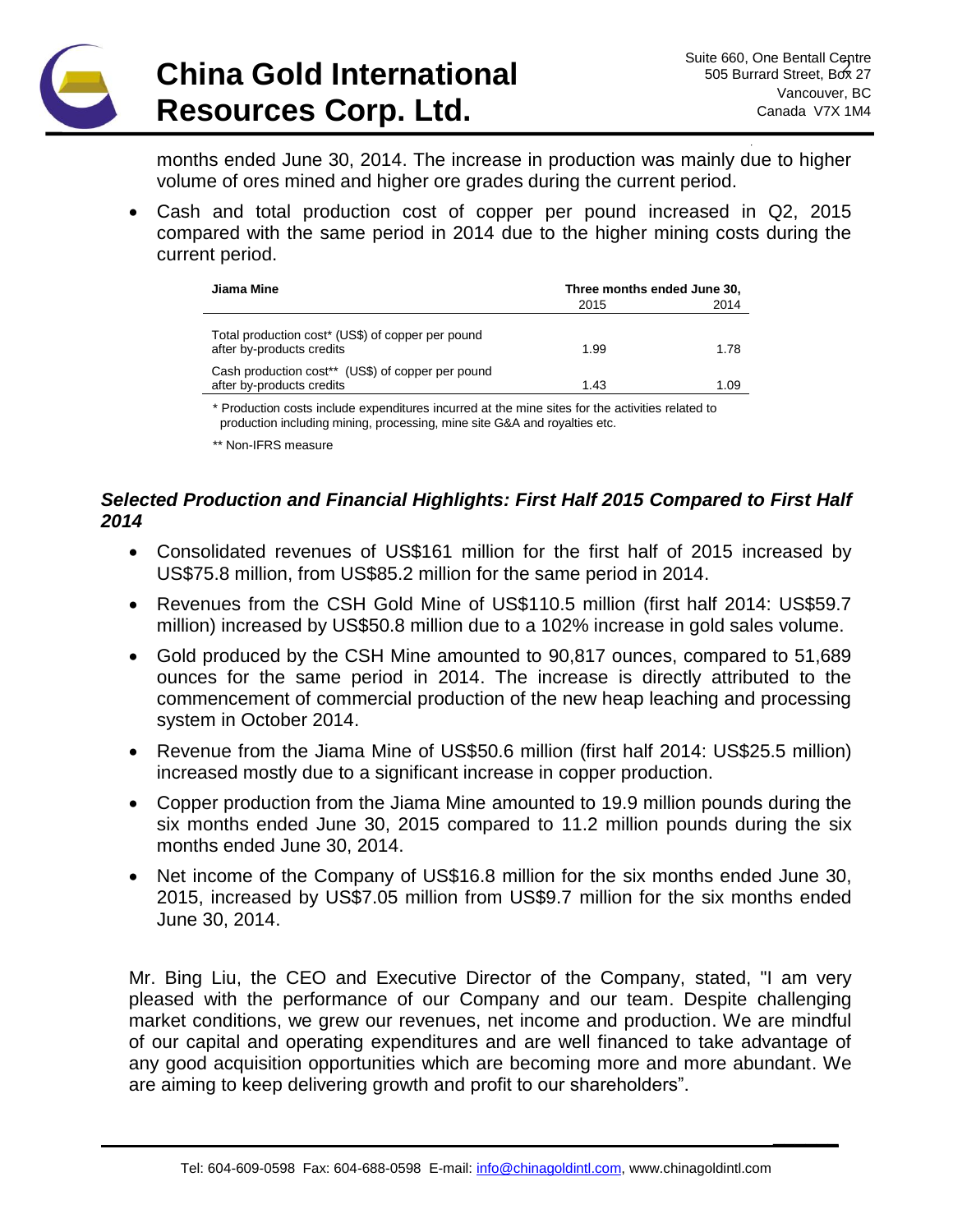months ended June 30, 2014. The increase in production was mainly due to higher volume of ores mined and higher ore grades during the current period.

- Cash and total production cost of copper per pound increased in Q2, 2015 compared with the same period in 2014 due to the higher mining costs during the current period.

| Jiama Mine | Three months ended June 30, 2015 | 2014 |
|---|---|---|
| Total production cost* (US$) of copper per pound after by-products credits | 1.99 | 1.78 |
| Cash production cost** (US$) of copper per pound after by-products credits | 1.43 | 1.09 |

\* Production costs include expenditures incurred at the mine sites for the activities related to production including mining, processing, mine site G&A and royalties etc.

** Non-IFRS measure

### *Selected Production and Financial Highlights: First Half 2015 Compared to First Half 2014*

- Consolidated revenues of US$161 million for the first half of 2015 increased by US$75.8 million, from US$85.2 million for the same period in 2014.
- Revenues from the CSH Gold Mine of US$110.5 million (first half 2014: US$59.7 million) increased by US$50.8 million due to a 102% increase in gold sales volume.
- Gold produced by the CSH Mine amounted to 90,817 ounces, compared to 51,689 ounces for the same period in 2014. The increase is directly attributed to the commencement of commercial production of the new heap leaching and processing system in October 2014.
- Revenue from the Jiama Mine of US$50.6 million (first half 2014: US$25.5 million) increased mostly due to a significant increase in copper production.
- Copper production from the Jiama Mine amounted to 19.9 million pounds during the six months ended June 30, 2015 compared to 11.2 million pounds during the six months ended June 30, 2014.
- Net income of the Company of US$16.8 million for the six months ended June 30, 2015, increased by US$7.05 million from US$9.7 million for the six months ended June 30, 2014.

Mr. Bing Liu, the CEO and Executive Director of the Company, stated, "I am very pleased with the performance of our Company and our team. Despite challenging market conditions, we grew our revenues, net income and production. We are mindful of our capital and operating expenditures and are well financed to take advantage of any good acquisition opportunities which are becoming more and more abundant. We are aiming to keep delivering growth and profit to our shareholders".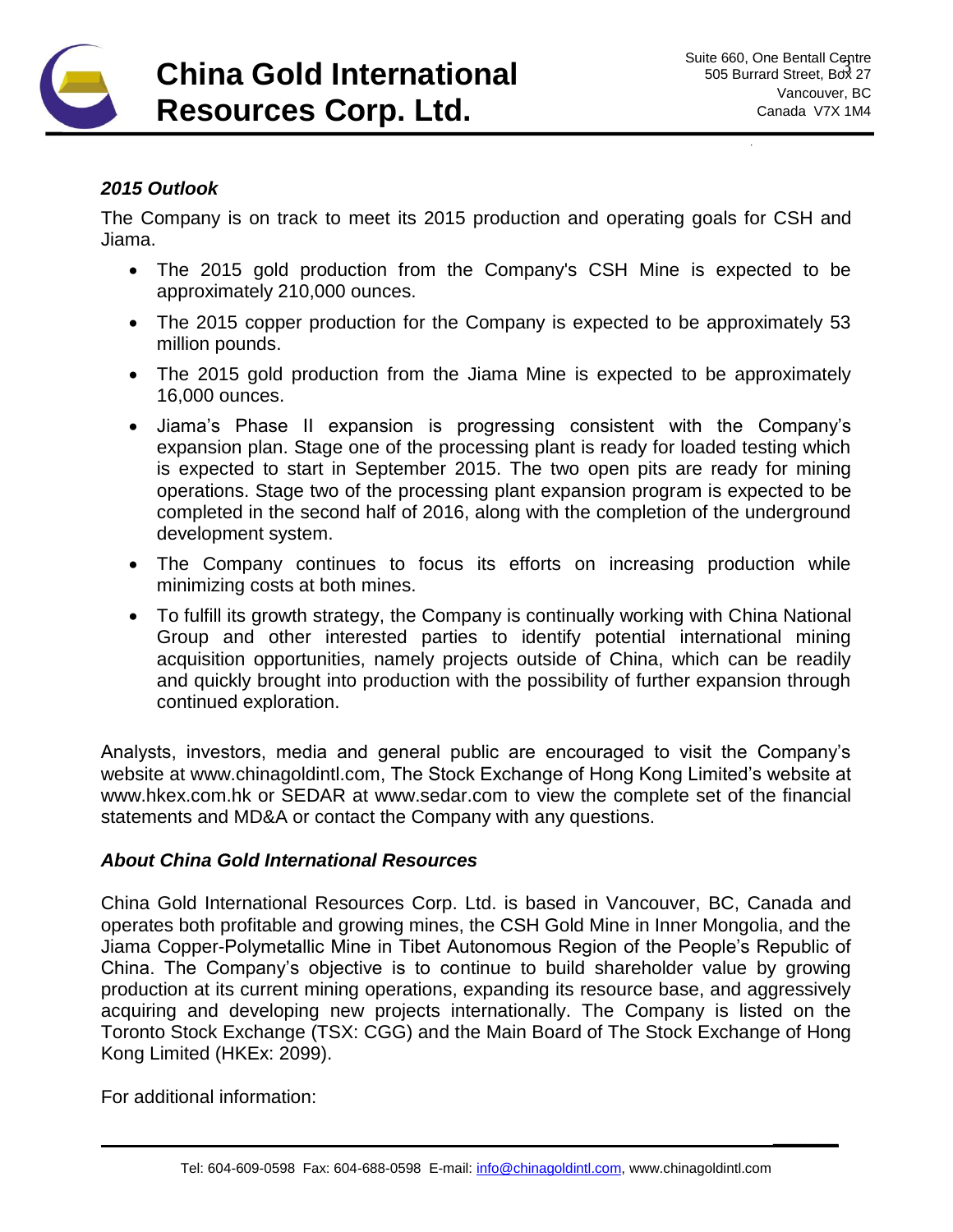### *2015 Outlook*

The Company is on track to meet its 2015 production and operating goals for CSH and Jiama.

- The 2015 gold production from the Company's CSH Mine is expected to be approximately 210,000 ounces.
- The 2015 copper production for the Company is expected to be approximately 53 million pounds.
- The 2015 gold production from the Jiama Mine is expected to be approximately 16,000 ounces.
- Jiama's Phase II expansion is progressing consistent with the Company's expansion plan. Stage one of the processing plant is ready for loaded testing which is expected to start in September 2015. The two open pits are ready for mining operations. Stage two of the processing plant expansion program is expected to be completed in the second half of 2016, along with the completion of the underground development system.
- The Company continues to focus its efforts on increasing production while minimizing costs at both mines.
- To fulfill its growth strategy, the Company is continually working with China National Group and other interested parties to identify potential international mining acquisition opportunities, namely projects outside of China, which can be readily and quickly brought into production with the possibility of further expansion through continued exploration.

Analysts, investors, media and general public are encouraged to visit the Company's website at www.chinagoldintl.com, The Stock Exchange of Hong Kong Limited's website at www.hkex.com.hk or SEDAR at www.sedar.com to view the complete set of the financial statements and MD&A or contact the Company with any questions.

### *About China Gold International Resources*

China Gold International Resources Corp. Ltd. is based in Vancouver, BC, Canada and operates both profitable and growing mines, the CSH Gold Mine in Inner Mongolia, and the Jiama Copper-Polymetallic Mine in Tibet Autonomous Region of the People's Republic of China. The Company's objective is to continue to build shareholder value by growing production at its current mining operations, expanding its resource base, and aggressively acquiring and developing new projects internationally. The Company is listed on the Toronto Stock Exchange (TSX: CGG) and the Main Board of The Stock Exchange of Hong Kong Limited (HKEx: 2099).

For additional information: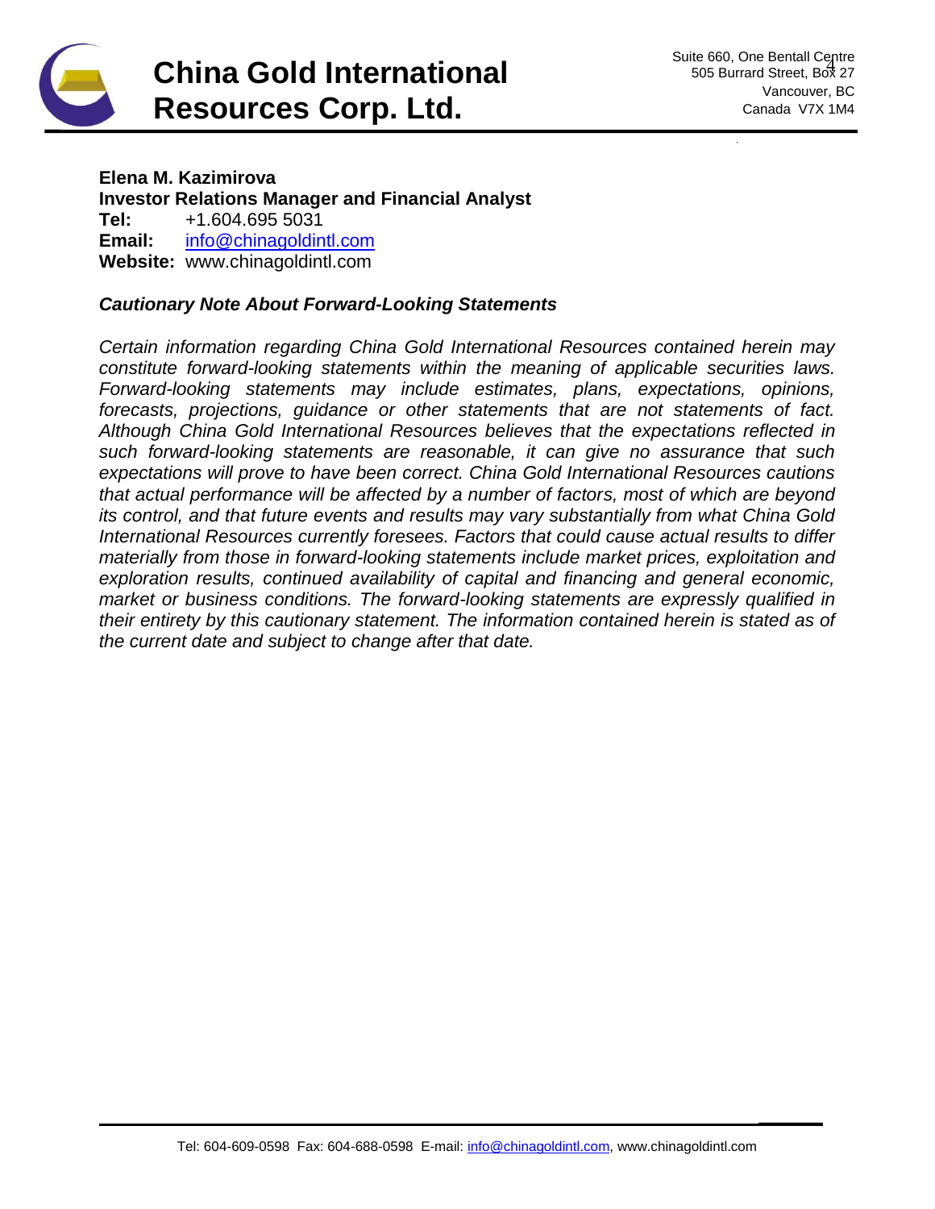**Elena M. Kazimirova**
**Investor Relations Manager and Financial Analyst**
**Tel:** +1.604.695 5031
**Email:** info@chinagoldintl.com
**Website:** www.chinagoldintl.com

***Cautionary Note About Forward-Looking Statements***

*Certain information regarding China Gold International Resources contained herein may constitute forward-looking statements within the meaning of applicable securities laws. Forward-looking statements may include estimates, plans, expectations, opinions, forecasts, projections, guidance or other statements that are not statements of fact. Although China Gold International Resources believes that the expectations reflected in such forward-looking statements are reasonable, it can give no assurance that such expectations will prove to have been correct. China Gold International Resources cautions that actual performance will be affected by a number of factors, most of which are beyond its control, and that future events and results may vary substantially from what China Gold International Resources currently foresees. Factors that could cause actual results to differ materially from those in forward-looking statements include market prices, exploitation and exploration results, continued availability of capital and financing and general economic, market or business conditions. The forward-looking statements are expressly qualified in their entirety by this cautionary statement. The information contained herein is stated as of the current date and subject to change after that date.*